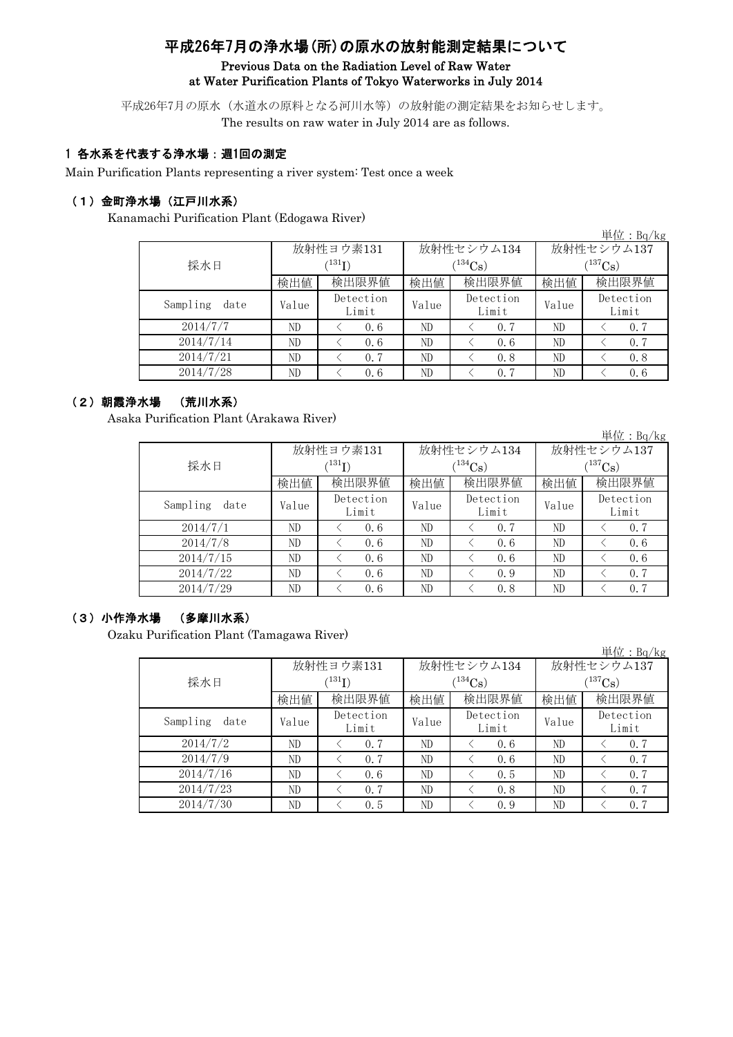# 平成26年7月の浄水場(所)の原水の放射能測定結果について

**Previous Data on the Radiation Level of Raw Water at Water Purification Plants of Tokyo Waterworks in July 2014**

平成26年7月の原水（水道水の原料となる河川水等）の放射能の測定結果をお知らせします。
The results on raw water in July 2014 are as follows.

## 1 各水系を代表する浄水場：週1回の測定

Main Purification Plants representing a river system: Test once a week

### （1）金町浄水場（江戸川水系）

Kanamachi Purification Plant (Edogawa River)

単位：Bq/kg

| 採水日 | 放射性ヨウ素131 ($^{131}I$) | | 放射性セシウム134 ($^{134}Cs$) | | 放射性セシウム137 ($^{137}Cs$) | |
|---|---|---|---|---|---|---|
| | 検出値 | 検出限界値 | 検出値 | 検出限界値 | 検出値 | 検出限界値 |
| Sampling date | Value | Detection Limit | Value | Detection Limit | Value | Detection Limit |
| 2014/7/7 | ND | ＜ 0.6 | ND | ＜ 0.7 | ND | ＜ 0.7 |
| 2014/7/14 | ND | ＜ 0.6 | ND | ＜ 0.6 | ND | ＜ 0.7 |
| 2014/7/21 | ND | ＜ 0.7 | ND | ＜ 0.8 | ND | ＜ 0.8 |
| 2014/7/28 | ND | ＜ 0.6 | ND | ＜ 0.7 | ND | ＜ 0.6 |

### （2）朝霞浄水場 （荒川水系）

Asaka Purification Plant (Arakawa River)

単位：Bq/kg

| 採水日 | 放射性ヨウ素131 ($^{131}I$) | | 放射性セシウム134 ($^{134}Cs$) | | 放射性セシウム137 ($^{137}Cs$) | |
|---|---|---|---|---|---|---|
| | 検出値 | 検出限界値 | 検出値 | 検出限界値 | 検出値 | 検出限界値 |
| Sampling date | Value | Detection Limit | Value | Detection Limit | Value | Detection Limit |
| 2014/7/1 | ND | ＜ 0.6 | ND | ＜ 0.7 | ND | ＜ 0.7 |
| 2014/7/8 | ND | ＜ 0.6 | ND | ＜ 0.6 | ND | ＜ 0.6 |
| 2014/7/15 | ND | ＜ 0.6 | ND | ＜ 0.6 | ND | ＜ 0.6 |
| 2014/7/22 | ND | ＜ 0.6 | ND | ＜ 0.9 | ND | ＜ 0.7 |
| 2014/7/29 | ND | ＜ 0.6 | ND | ＜ 0.8 | ND | ＜ 0.7 |

### （3）小作浄水場 （多摩川水系）

Ozaku Purification Plant (Tamagawa River)

単位：Bq/kg

| 採水日 | 放射性ヨウ素131 ($^{131}I$) | | 放射性セシウム134 ($^{134}Cs$) | | 放射性セシウム137 ($^{137}Cs$) | |
|---|---|---|---|---|---|---|
| | 検出値 | 検出限界値 | 検出値 | 検出限界値 | 検出値 | 検出限界値 |
| Sampling date | Value | Detection Limit | Value | Detection Limit | Value | Detection Limit |
| 2014/7/2 | ND | ＜ 0.7 | ND | ＜ 0.6 | ND | ＜ 0.7 |
| 2014/7/9 | ND | ＜ 0.7 | ND | ＜ 0.6 | ND | ＜ 0.7 |
| 2014/7/16 | ND | ＜ 0.6 | ND | ＜ 0.5 | ND | ＜ 0.7 |
| 2014/7/23 | ND | ＜ 0.7 | ND | ＜ 0.8 | ND | ＜ 0.7 |
| 2014/7/30 | ND | ＜ 0.5 | ND | ＜ 0.9 | ND | ＜ 0.7 |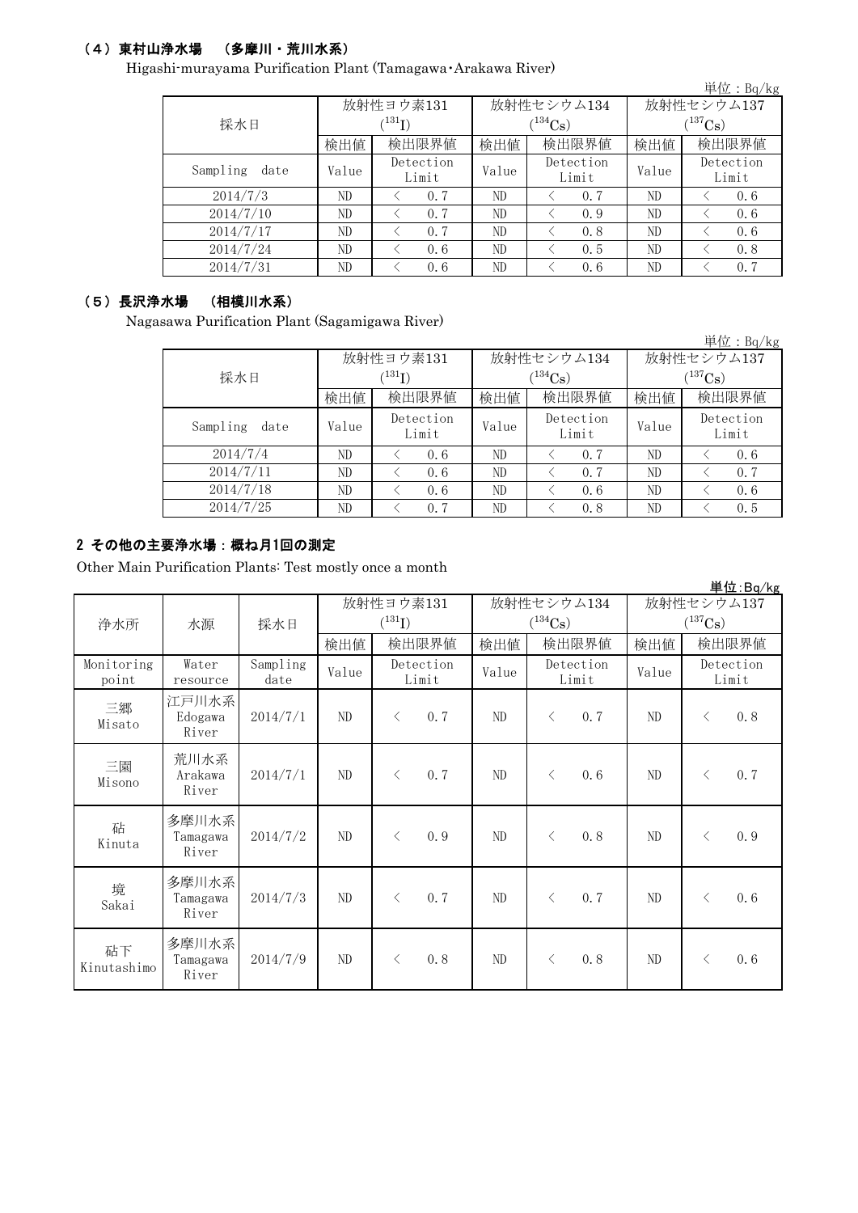### （4）東村山浄水場　（多摩川・荒川水系）

Higashi-murayama Purification Plant (Tamagawa・Arakawa River)

単位：Bq/kg

| 採水日 | 放射性ヨウ素131 ($^{131}I$) | | 放射性セシウム134 ($^{134}Cs$) | | 放射性セシウム137 ($^{137}Cs$) | |
|---|---|---|---|---|---|---|
| | 検出値 | 検出限界値 | 検出値 | 検出限界値 | 検出値 | 検出限界値 |
| Sampling date | Value | Detection Limit | Value | Detection Limit | Value | Detection Limit |
| 2014/7/3 | ND | < 0.7 | ND | < 0.7 | ND | < 0.6 |
| 2014/7/10 | ND | < 0.7 | ND | < 0.9 | ND | < 0.6 |
| 2014/7/17 | ND | < 0.7 | ND | < 0.8 | ND | < 0.6 |
| 2014/7/24 | ND | < 0.6 | ND | < 0.5 | ND | < 0.8 |
| 2014/7/31 | ND | < 0.6 | ND | < 0.6 | ND | < 0.7 |

### （5）長沢浄水場　（相模川水系）

Nagasawa Purification Plant (Sagamigawa River)

単位：Bq/kg

| 採水日 | 放射性ヨウ素131 ($^{131}I$) | | 放射性セシウム134 ($^{134}Cs$) | | 放射性セシウム137 ($^{137}Cs$) | |
|---|---|---|---|---|---|---|
| | 検出値 | 検出限界値 | 検出値 | 検出限界値 | 検出値 | 検出限界値 |
| Sampling date | Value | Detection Limit | Value | Detection Limit | Value | Detection Limit |
| 2014/7/4 | ND | < 0.6 | ND | < 0.7 | ND | < 0.6 |
| 2014/7/11 | ND | < 0.6 | ND | < 0.7 | ND | < 0.7 |
| 2014/7/18 | ND | < 0.6 | ND | < 0.6 | ND | < 0.6 |
| 2014/7/25 | ND | < 0.7 | ND | < 0.8 | ND | < 0.5 |

## 2 その他の主要浄水場：概ね月1回の測定

Other Main Purification Plants: Test mostly once a month

単位:Bq/kg

| 浄水所 | 水源 | 採水日 | 放射性ヨウ素131 ($^{131}I$) | | 放射性セシウム134 ($^{134}Cs$) | | 放射性セシウム137 ($^{137}Cs$) | |
|---|---|---|---|---|---|---|---|---|
| | | | 検出値 | 検出限界値 | 検出値 | 検出限界値 | 検出値 | 検出限界値 |
| Monitoring point | Water resource | Sampling date | Value | Detection Limit | Value | Detection Limit | Value | Detection Limit |
| 三郷 Misato | 江戸川水系 Edogawa River | 2014/7/1 | ND | < 0.7 | ND | < 0.7 | ND | < 0.8 |
| 三園 Misono | 荒川水系 Arakawa River | 2014/7/1 | ND | < 0.7 | ND | < 0.6 | ND | < 0.7 |
| 砧 Kinuta | 多摩川水系 Tamagawa River | 2014/7/2 | ND | < 0.9 | ND | < 0.8 | ND | < 0.9 |
| 境 Sakai | 多摩川水系 Tamagawa River | 2014/7/3 | ND | < 0.7 | ND | < 0.7 | ND | < 0.6 |
| 砧下 Kinutashimo | 多摩川水系 Tamagawa River | 2014/7/9 | ND | < 0.8 | ND | < 0.8 | ND | < 0.6 |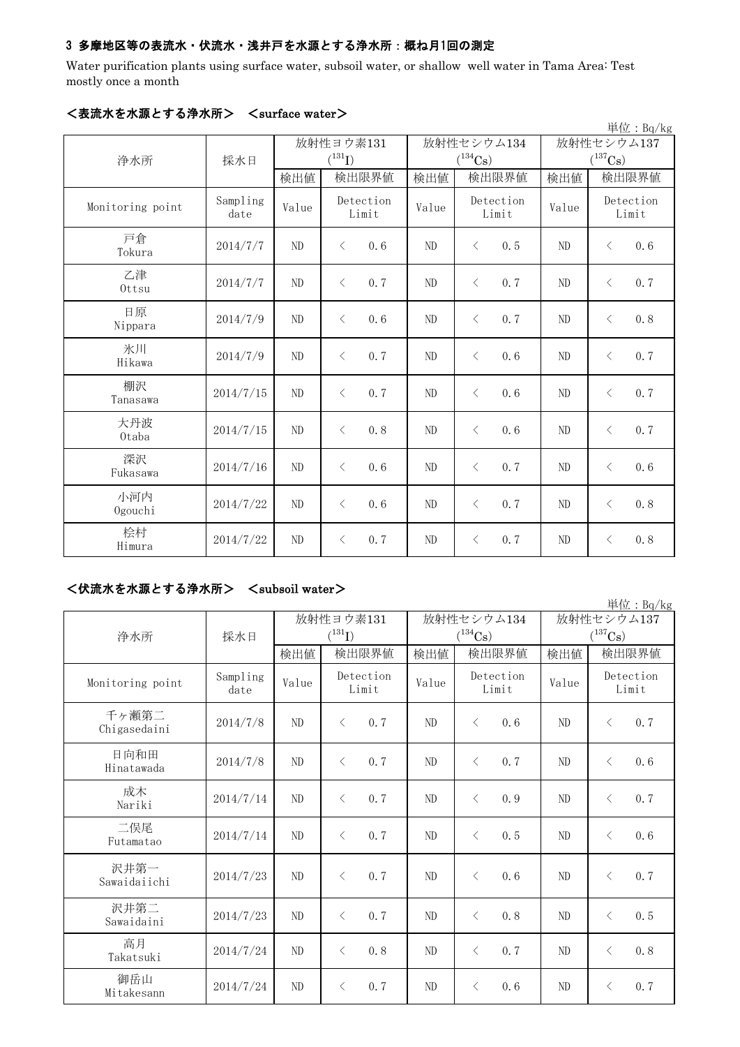### 3 多摩地区等の表流水・伏流水・浅井戸を水源とする浄水所：概ね月1回の測定

Water purification plants using surface water, subsoil water, or shallow well water in Tama Area: Test mostly once a month

#### ＜表流水を水源とする浄水所＞　＜surface water＞

単位：Bq/kg

| 浄水所 | 採水日 | 放射性ヨウ素131 ($^{131}$I) | | 放射性セシウム134 ($^{134}$Cs) | | 放射性セシウム137 ($^{137}$Cs) | |
|---|---|---|---|---|---|---|---|
| | | 検出値 | 検出限界値 | 検出値 | 検出限界値 | 検出値 | 検出限界値 |
| Monitoring point | Sampling date | Value | Detection Limit | Value | Detection Limit | Value | Detection Limit |
| 戸倉 Tokura | 2014/7/7 | ND | ＜ 0.6 | ND | ＜ 0.5 | ND | ＜ 0.6 |
| 乙津 Ottsu | 2014/7/7 | ND | ＜ 0.7 | ND | ＜ 0.7 | ND | ＜ 0.7 |
| 日原 Nippara | 2014/7/9 | ND | ＜ 0.6 | ND | ＜ 0.7 | ND | ＜ 0.8 |
| 氷川 Hikawa | 2014/7/9 | ND | ＜ 0.7 | ND | ＜ 0.6 | ND | ＜ 0.7 |
| 棚沢 Tanasawa | 2014/7/15 | ND | ＜ 0.7 | ND | ＜ 0.6 | ND | ＜ 0.7 |
| 大丹波 Otaba | 2014/7/15 | ND | ＜ 0.8 | ND | ＜ 0.6 | ND | ＜ 0.7 |
| 深沢 Fukasawa | 2014/7/16 | ND | ＜ 0.6 | ND | ＜ 0.7 | ND | ＜ 0.6 |
| 小河内 Ogouchi | 2014/7/22 | ND | ＜ 0.6 | ND | ＜ 0.7 | ND | ＜ 0.8 |
| 桧村 Himura | 2014/7/22 | ND | ＜ 0.7 | ND | ＜ 0.7 | ND | ＜ 0.8 |

#### ＜伏流水を水源とする浄水所＞　＜subsoil water＞

単位：Bq/kg

| 浄水所 | 採水日 | 放射性ヨウ素131 ($^{131}$I) | | 放射性セシウム134 ($^{134}$Cs) | | 放射性セシウム137 ($^{137}$Cs) | |
|---|---|---|---|---|---|---|---|
| | | 検出値 | 検出限界値 | 検出値 | 検出限界値 | 検出値 | 検出限界値 |
| Monitoring point | Sampling date | Value | Detection Limit | Value | Detection Limit | Value | Detection Limit |
| 千ヶ瀬第二 Chigasedaini | 2014/7/8 | ND | ＜ 0.7 | ND | ＜ 0.6 | ND | ＜ 0.7 |
| 日向和田 Hinatawada | 2014/7/8 | ND | ＜ 0.7 | ND | ＜ 0.7 | ND | ＜ 0.6 |
| 成木 Nariki | 2014/7/14 | ND | ＜ 0.7 | ND | ＜ 0.9 | ND | ＜ 0.7 |
| 二俣尾 Futamatao | 2014/7/14 | ND | ＜ 0.7 | ND | ＜ 0.5 | ND | ＜ 0.6 |
| 沢井第一 Sawaidaiichi | 2014/7/23 | ND | ＜ 0.7 | ND | ＜ 0.6 | ND | ＜ 0.7 |
| 沢井第二 Sawaidaini | 2014/7/23 | ND | ＜ 0.7 | ND | ＜ 0.8 | ND | ＜ 0.5 |
| 高月 Takatsuki | 2014/7/24 | ND | ＜ 0.8 | ND | ＜ 0.7 | ND | ＜ 0.8 |
| 御岳山 Mitakesann | 2014/7/24 | ND | ＜ 0.7 | ND | ＜ 0.6 | ND | ＜ 0.7 |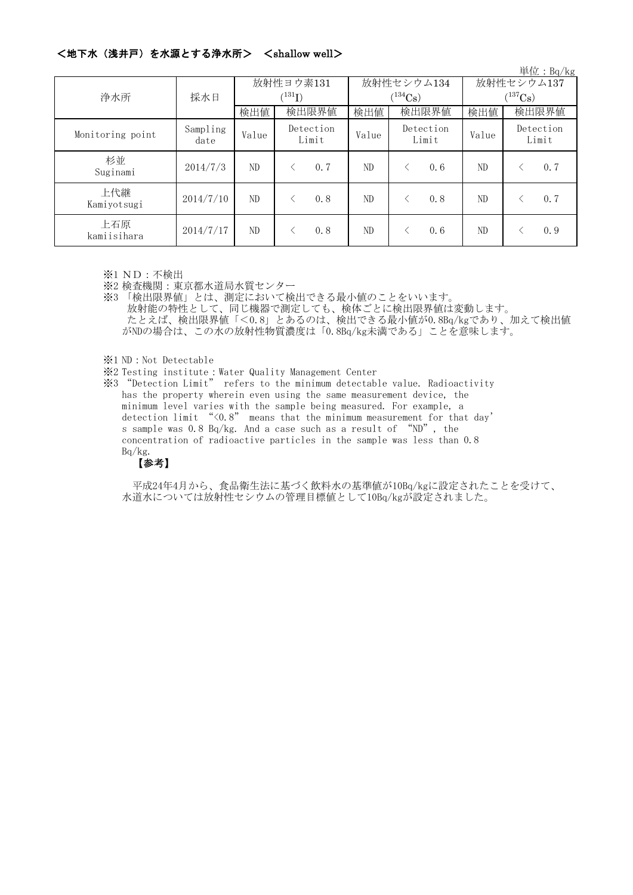## ＜地下水（浅井戸）を水源とする浄水所＞　＜shallow well＞

単位：Bq/kg

| 浄水所 | 採水日 | 放射性ヨウ素131 ($^{131}I$) | | 放射性セシウム134 ($^{134}Cs$) | | 放射性セシウム137 ($^{137}Cs$) | |
|---|---|---|---|---|---|---|---|
| | | 検出値 | 検出限界値 | 検出値 | 検出限界値 | 検出値 | 検出限界値 |
| Monitoring point | Sampling date | Value | Detection Limit | Value | Detection Limit | Value | Detection Limit |
| 杉並 Suginami | 2014/7/3 | ND | ＜ 0.7 | ND | ＜ 0.6 | ND | ＜ 0.7 |
| 上代継 Kamiyotsugi | 2014/7/10 | ND | ＜ 0.8 | ND | ＜ 0.8 | ND | ＜ 0.7 |
| 上石原 kamiisihara | 2014/7/17 | ND | ＜ 0.8 | ND | ＜ 0.6 | ND | ＜ 0.9 |

※1 ＮＤ：不検出
※2 検査機関：東京都水道局水質センター
※3 「検出限界値」とは、測定において検出できる最小値のことをいいます。
放射能の特性として、同じ機器で測定しても、検体ごとに検出限界値は変動します。
たとえば、検出限界値「＜0.8」とあるのは、検出できる最小値が0.8Bq/kgであり、加えて検出値がNDの場合は、この水の放射性物質濃度は「0.8Bq/kg未満である」ことを意味します。

※1 ND：Not Detectable
※2 Testing institute：Water Quality Management Center
※3 "Detection Limit" refers to the minimum detectable value. Radioactivity has the property wherein even using the same measurement device, the minimum level varies with the sample being measured. For example, a detection limit "<0.8" means that the minimum measurement for that day's sample was 0.8 Bq/kg. And a case such as a result of "ND", the concentration of radioactive particles in the sample was less than 0.8 Bq/kg.

**【参考】**

平成24年4月から、食品衛生法に基づく飲料水の基準値が10Bq/kgに設定されたことを受けて、水道水については放射性セシウムの管理目標値として10Bq/kgが設定されました。